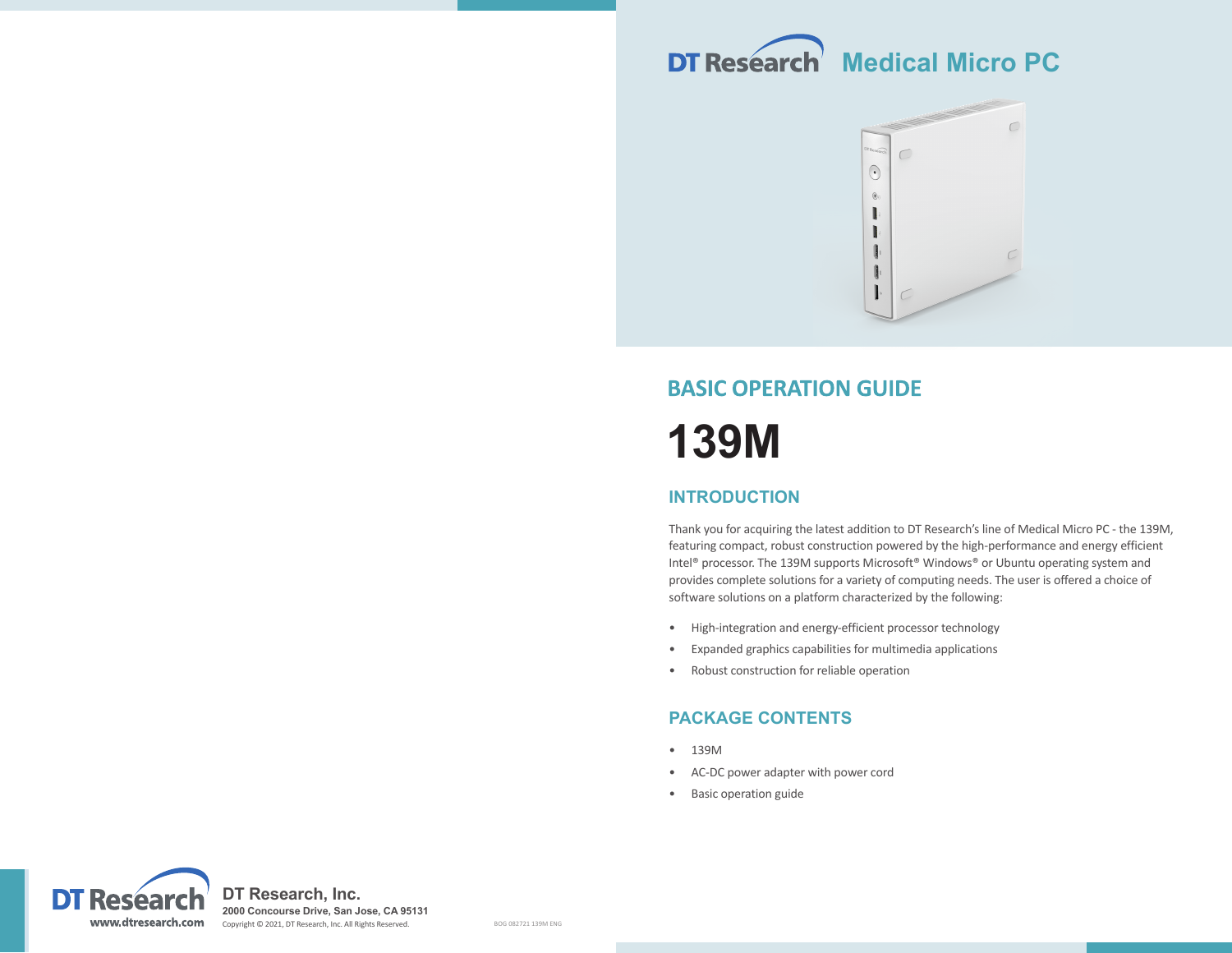# DT Research Medical Micro PC

## BASIC OPERATION GUIDE

# 139M

## INTRODUCTION

Thank you for acquiring the latest addition to DT Research's line of Medical Micro PC - the 139M, featuring compact, robust construction powered by the high-performance and energy efficient Intel® processor. The 139M supports Microsoft® Windows® or Ubuntu operating system and provides complete solutions for a variety of computing needs. The user is offered a choice of software solutions on a platform characterized by the following:

- High-integration and energy-efficient processor technology
- Expanded graphics capabilities for multimedia applications
- Robust construction for reliable operation

## PACKAGE CONTENTS

- 139M
- AC-DC power adapter with power cord
- Basic operation guide

DT Research
www.dtresearch.com

**DT Research, Inc.**
**2000 Concourse Drive, San Jose, CA 95131**
Copyright © 2021, DT Research, Inc. All Rights Reserved.

BOG 082721 139M ENG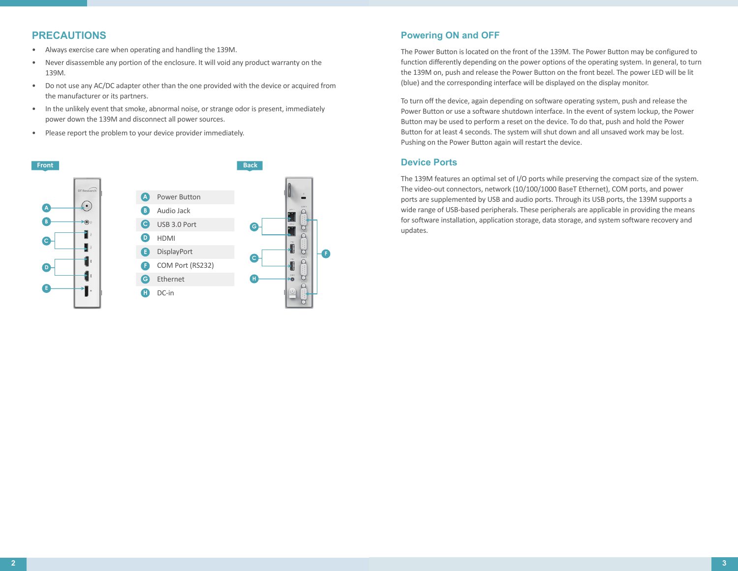## PRECAUTIONS

- Always exercise care when operating and handling the 139M.
- Never disassemble any portion of the enclosure. It will void any product warranty on the 139M.
- Do not use any AC/DC adapter other than the one provided with the device or acquired from the manufacturer or its partners.
- In the unlikely event that smoke, abnormal noise, or strange odor is present, immediately power down the 139M and disconnect all power sources.
- Please report the problem to your device provider immediately.

Front

Back

| | |
|---|---|
| A | Power Button |
| B | Audio Jack |
| C | USB 3.0 Port |
| D | HDMI |
| E | DisplayPort |
| F | COM Port (RS232) |
| G | Ethernet |
| H | DC-in |

## Powering ON and OFF

The Power Button is located on the front of the 139M. The Power Button may be configured to function differently depending on the power options of the operating system. In general, to turn the 139M on, push and release the Power Button on the front bezel. The power LED will be lit (blue) and the corresponding interface will be displayed on the display monitor.

To turn off the device, again depending on software operating system, push and release the Power Button or use a software shutdown interface. In the event of system lockup, the Power Button may be used to perform a reset on the device. To do that, push and hold the Power Button for at least 4 seconds. The system will shut down and all unsaved work may be lost. Pushing on the Power Button again will restart the device.

## Device Ports

The 139M features an optimal set of I/O ports while preserving the compact size of the system. The video-out connectors, network (10/100/1000 BaseT Ethernet), COM ports, and power ports are supplemented by USB and audio ports. Through its USB ports, the 139M supports a wide range of USB-based peripherals. These peripherals are applicable in providing the means for software installation, application storage, data storage, and system software recovery and updates.